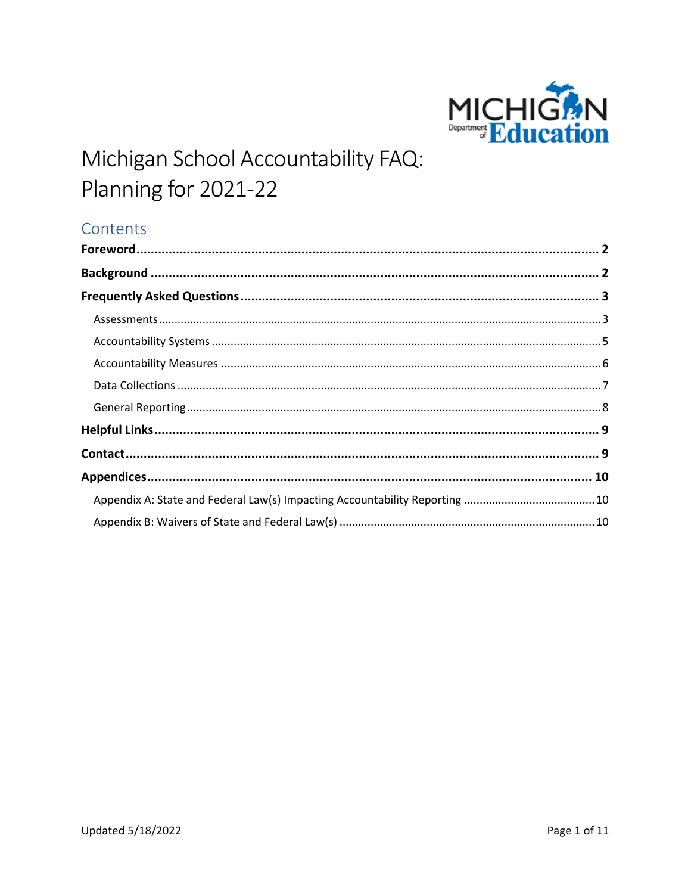# Michigan School Accountability FAQ: Planning for 2021-22

## Contents

**Foreword** ........ 2

**Background** ........ 2

**Frequently Asked Questions** ........ 3

- Assessments ........ 3
- Accountability Systems ........ 5
- Accountability Measures ........ 6
- Data Collections ........ 7
- General Reporting ........ 8

**Helpful Links** ........ 9

**Contact** ........ 9

**Appendices** ........ 10

- Appendix A: State and Federal Law(s) Impacting Accountability Reporting ........ 10
- Appendix B: Waivers of State and Federal Law(s) ........ 10

Updated 5/18/2022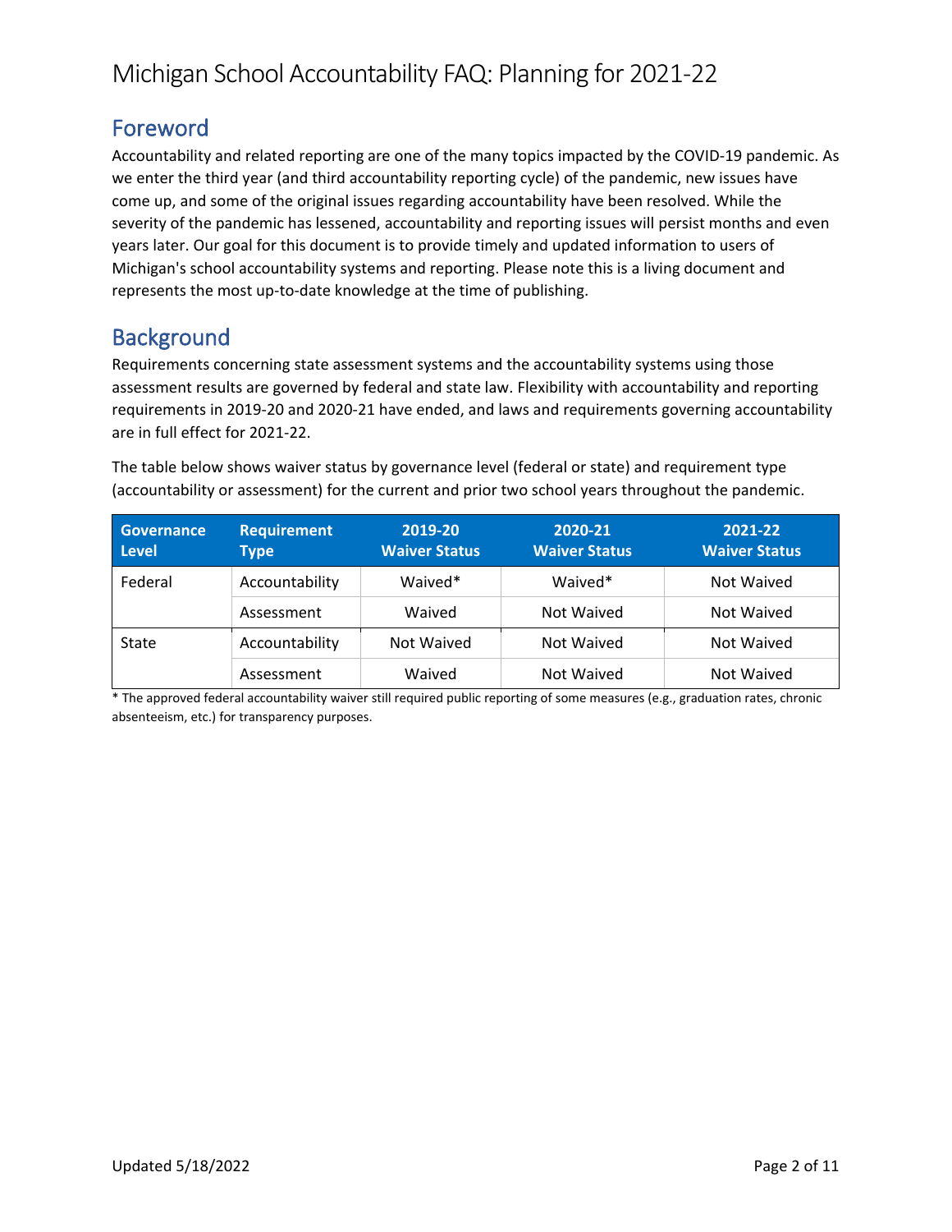# Michigan School Accountability FAQ: Planning for 2021-22

## Foreword

Accountability and related reporting are one of the many topics impacted by the COVID-19 pandemic. As we enter the third year (and third accountability reporting cycle) of the pandemic, new issues have come up, and some of the original issues regarding accountability have been resolved. While the severity of the pandemic has lessened, accountability and reporting issues will persist months and even years later. Our goal for this document is to provide timely and updated information to users of Michigan's school accountability systems and reporting. Please note this is a living document and represents the most up-to-date knowledge at the time of publishing.

## Background

Requirements concerning state assessment systems and the accountability systems using those assessment results are governed by federal and state law. Flexibility with accountability and reporting requirements in 2019-20 and 2020-21 have ended, and laws and requirements governing accountability are in full effect for 2021-22.

The table below shows waiver status by governance level (federal or state) and requirement type (accountability or assessment) for the current and prior two school years throughout the pandemic.

| Governance Level | Requirement Type | 2019-20 Waiver Status | 2020-21 Waiver Status | 2021-22 Waiver Status |
|---|---|---|---|---|
| Federal | Accountability | Waived* | Waived* | Not Waived |
| | Assessment | Waived | Not Waived | Not Waived |
| State | Accountability | Not Waived | Not Waived | Not Waived |
| | Assessment | Waived | Not Waived | Not Waived |

* The approved federal accountability waiver still required public reporting of some measures (e.g., graduation rates, chronic absenteeism, etc.) for transparency purposes.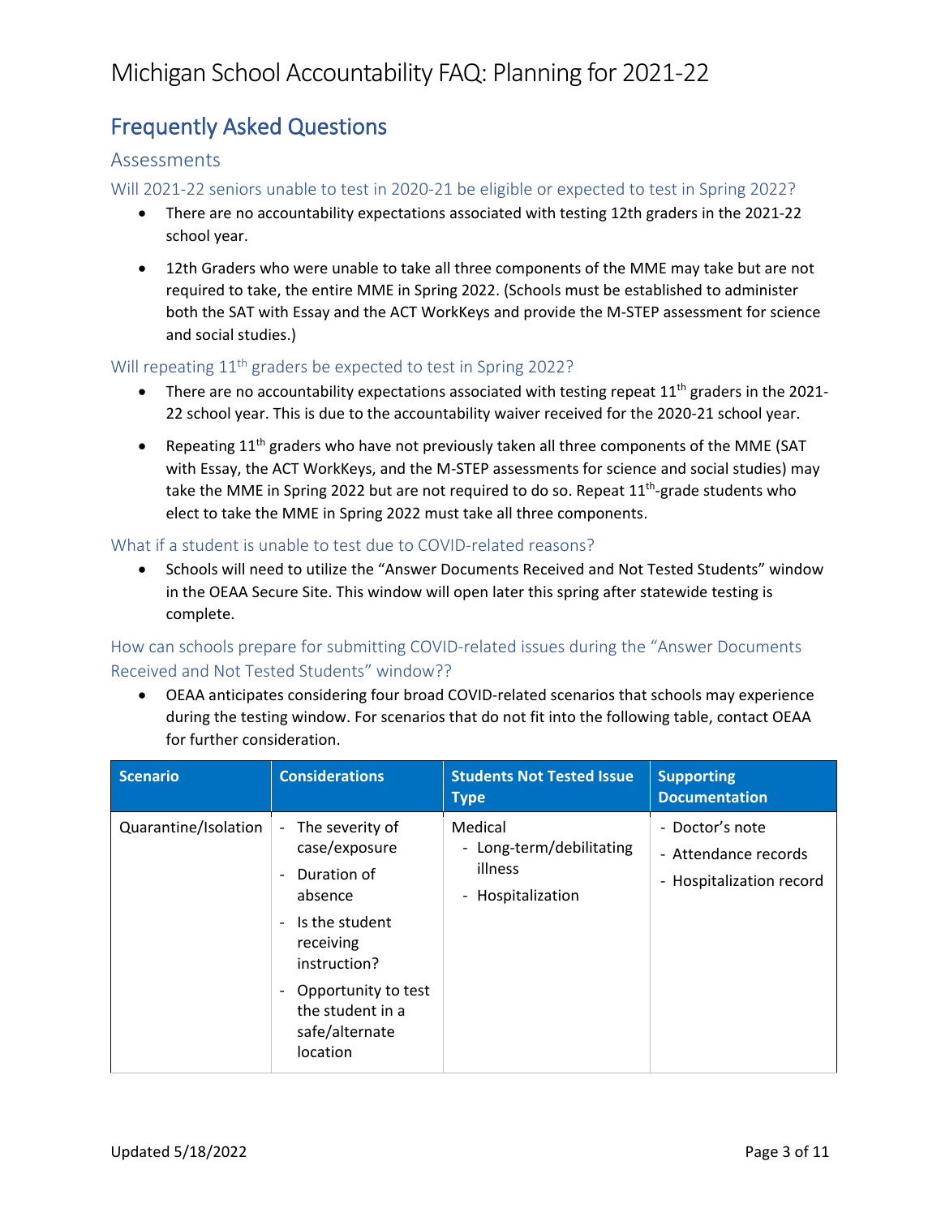# Michigan School Accountability FAQ: Planning for 2021-22

## Frequently Asked Questions

### Assessments

#### Will 2021-22 seniors unable to test in 2020-21 be eligible or expected to test in Spring 2022?

- There are no accountability expectations associated with testing 12th graders in the 2021-22 school year.
- 12th Graders who were unable to take all three components of the MME may take but are not required to take, the entire MME in Spring 2022. (Schools must be established to administer both the SAT with Essay and the ACT WorkKeys and provide the M-STEP assessment for science and social studies.)

#### Will repeating 11th graders be expected to test in Spring 2022?

- There are no accountability expectations associated with testing repeat 11th graders in the 2021-22 school year. This is due to the accountability waiver received for the 2020-21 school year.
- Repeating 11th graders who have not previously taken all three components of the MME (SAT with Essay, the ACT WorkKeys, and the M-STEP assessments for science and social studies) may take the MME in Spring 2022 but are not required to do so. Repeat 11th-grade students who elect to take the MME in Spring 2022 must take all three components.

#### What if a student is unable to test due to COVID-related reasons?

- Schools will need to utilize the "Answer Documents Received and Not Tested Students" window in the OEAA Secure Site. This window will open later this spring after statewide testing is complete.

#### How can schools prepare for submitting COVID-related issues during the "Answer Documents Received and Not Tested Students" window??

- OEAA anticipates considering four broad COVID-related scenarios that schools may experience during the testing window. For scenarios that do not fit into the following table, contact OEAA for further consideration.

| Scenario | Considerations | Students Not Tested Issue Type | Supporting Documentation |
|---|---|---|---|
| Quarantine/Isolation | - The severity of case/exposure<br>- Duration of absence<br>- Is the student receiving instruction?<br>- Opportunity to test the student in a safe/alternate location | Medical<br>- Long-term/debilitating illness<br>- Hospitalization | - Doctor's note<br>- Attendance records<br>- Hospitalization record |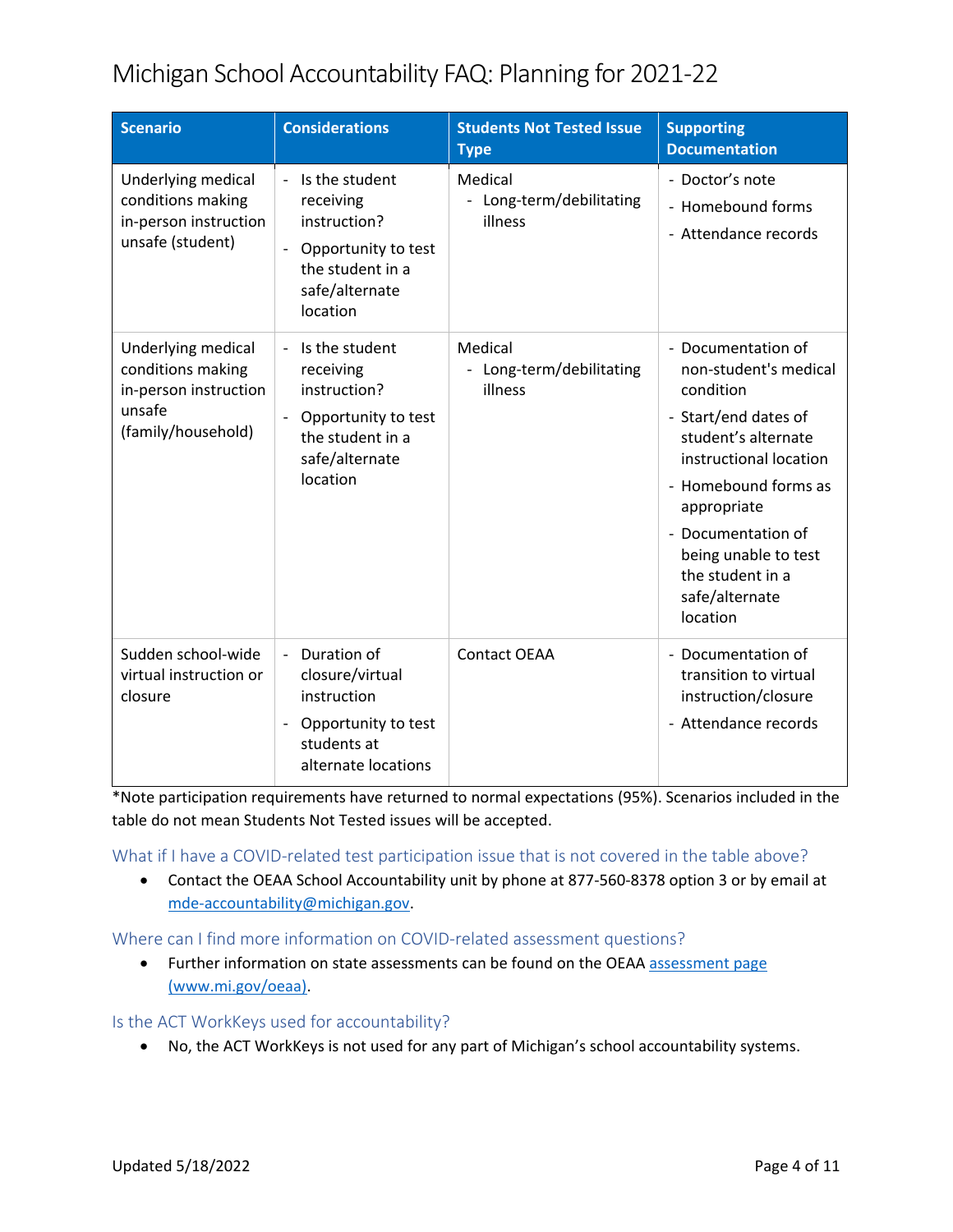| Scenario | Considerations | Students Not Tested Issue Type | Supporting Documentation |
|---|---|---|---|
| Underlying medical conditions making in-person instruction unsafe (student) | - Is the student receiving instruction?<br>- Opportunity to test the student in a safe/alternate location | Medical<br>- Long-term/debilitating illness | - Doctor's note<br>- Homebound forms<br>- Attendance records |
| Underlying medical conditions making in-person instruction unsafe (family/household) | - Is the student receiving instruction?<br>- Opportunity to test the student in a safe/alternate location | Medical<br>- Long-term/debilitating illness | - Documentation of non-student's medical condition<br>- Start/end dates of student's alternate instructional location<br>- Homebound forms as appropriate<br>- Documentation of being unable to test the student in a safe/alternate location |
| Sudden school-wide virtual instruction or closure | - Duration of closure/virtual instruction<br>- Opportunity to test students at alternate locations | Contact OEAA | - Documentation of transition to virtual instruction/closure<br>- Attendance records |

*Note participation requirements have returned to normal expectations (95%). Scenarios included in the table do not mean Students Not Tested issues will be accepted.

### What if I have a COVID-related test participation issue that is not covered in the table above?

- Contact the OEAA School Accountability unit by phone at 877-560-8378 option 3 or by email at mde-accountability@michigan.gov.

### Where can I find more information on COVID-related assessment questions?

- Further information on state assessments can be found on the OEAA assessment page (www.mi.gov/oeaa).

### Is the ACT WorkKeys used for accountability?

- No, the ACT WorkKeys is not used for any part of Michigan's school accountability systems.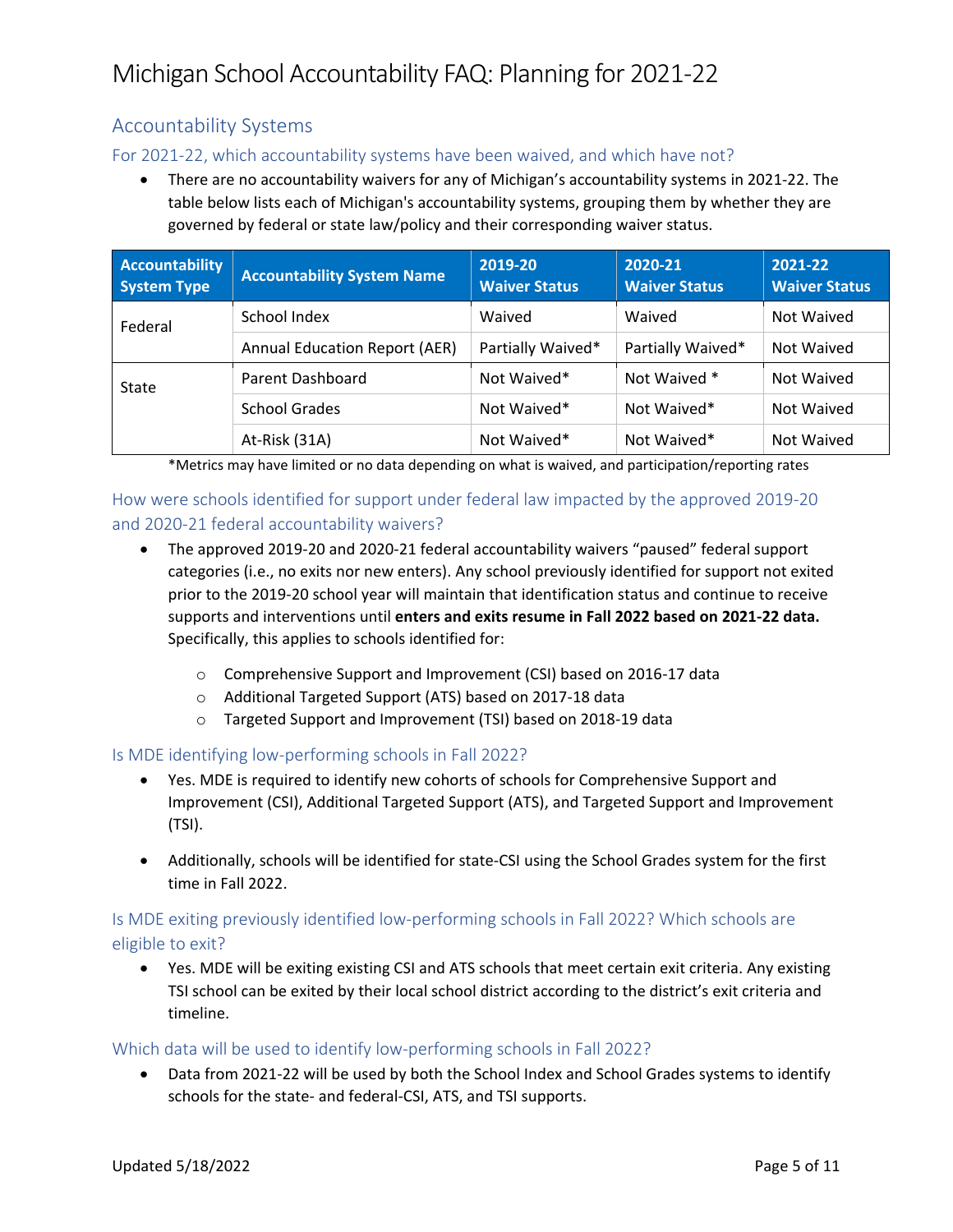# Michigan School Accountability FAQ: Planning for 2021-22

## Accountability Systems

### For 2021-22, which accountability systems have been waived, and which have not?

- There are no accountability waivers for any of Michigan's accountability systems in 2021-22. The table below lists each of Michigan's accountability systems, grouping them by whether they are governed by federal or state law/policy and their corresponding waiver status.

| Accountability System Type | Accountability System Name | 2019-20 Waiver Status | 2020-21 Waiver Status | 2021-22 Waiver Status |
|---|---|---|---|---|
| Federal | School Index | Waived | Waived | Not Waived |
| | Annual Education Report (AER) | Partially Waived* | Partially Waived* | Not Waived |
| State | Parent Dashboard | Not Waived* | Not Waived * | Not Waived |
| | School Grades | Not Waived* | Not Waived* | Not Waived |
| | At-Risk (31A) | Not Waived* | Not Waived* | Not Waived |

*Metrics may have limited or no data depending on what is waived, and participation/reporting rates

### How were schools identified for support under federal law impacted by the approved 2019-20 and 2020-21 federal accountability waivers?

- The approved 2019-20 and 2020-21 federal accountability waivers "paused" federal support categories (i.e., no exits nor new enters). Any school previously identified for support not exited prior to the 2019-20 school year will maintain that identification status and continue to receive supports and interventions until **enters and exits resume in Fall 2022 based on 2021-22 data.** Specifically, this applies to schools identified for:
  - Comprehensive Support and Improvement (CSI) based on 2016-17 data
  - Additional Targeted Support (ATS) based on 2017-18 data
  - Targeted Support and Improvement (TSI) based on 2018-19 data

### Is MDE identifying low-performing schools in Fall 2022?

- Yes. MDE is required to identify new cohorts of schools for Comprehensive Support and Improvement (CSI), Additional Targeted Support (ATS), and Targeted Support and Improvement (TSI).

- Additionally, schools will be identified for state-CSI using the School Grades system for the first time in Fall 2022.

### Is MDE exiting previously identified low-performing schools in Fall 2022? Which schools are eligible to exit?

- Yes. MDE will be exiting existing CSI and ATS schools that meet certain exit criteria. Any existing TSI school can be exited by their local school district according to the district's exit criteria and timeline.

### Which data will be used to identify low-performing schools in Fall 2022?

- Data from 2021-22 will be used by both the School Index and School Grades systems to identify schools for the state- and federal-CSI, ATS, and TSI supports.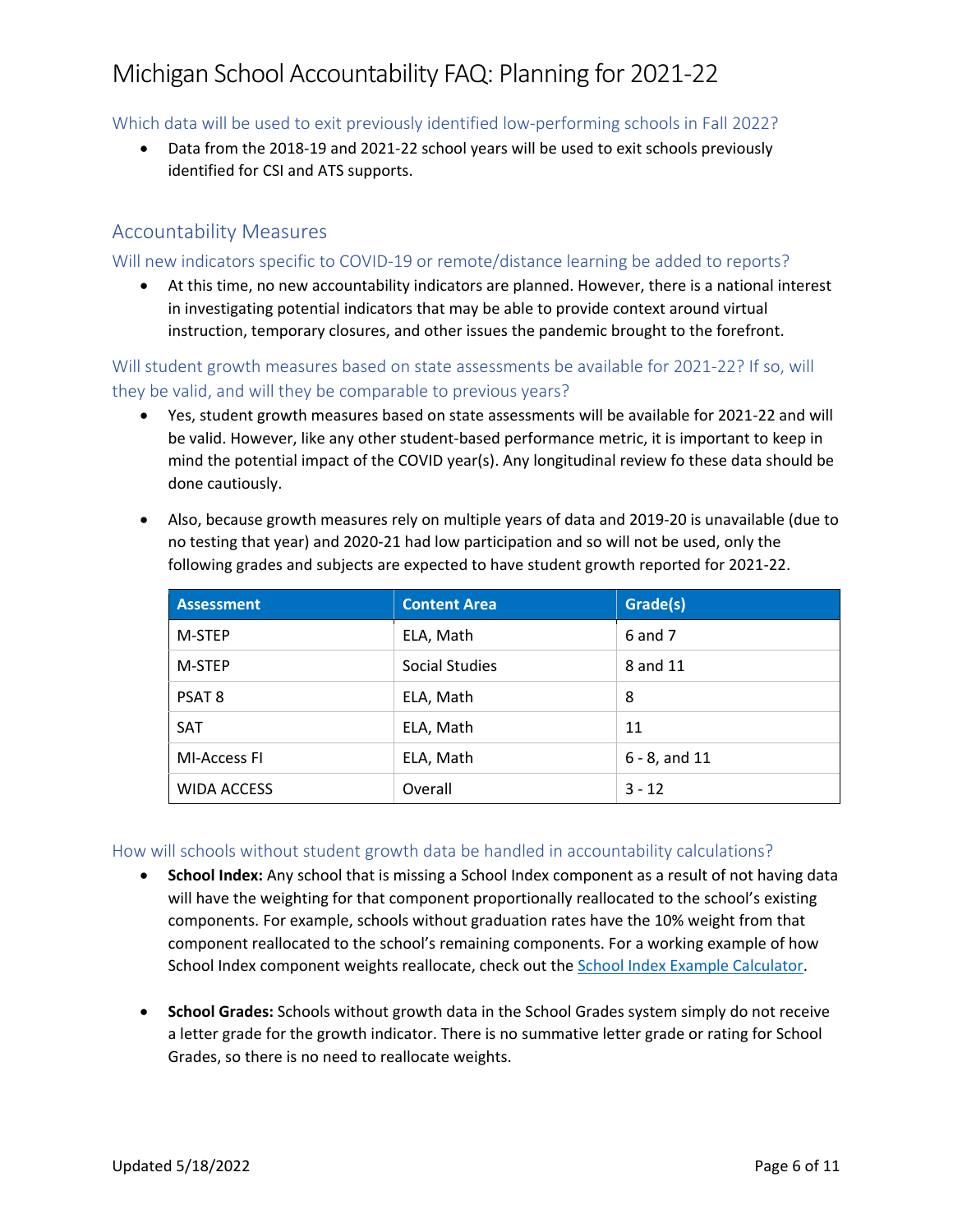### Which data will be used to exit previously identified low-performing schools in Fall 2022?

- Data from the 2018-19 and 2021-22 school years will be used to exit schools previously identified for CSI and ATS supports.

## Accountability Measures

### Will new indicators specific to COVID-19 or remote/distance learning be added to reports?

- At this time, no new accountability indicators are planned. However, there is a national interest in investigating potential indicators that may be able to provide context around virtual instruction, temporary closures, and other issues the pandemic brought to the forefront.

### Will student growth measures based on state assessments be available for 2021-22? If so, will they be valid, and will they be comparable to previous years?

- Yes, student growth measures based on state assessments will be available for 2021-22 and will be valid. However, like any other student-based performance metric, it is important to keep in mind the potential impact of the COVID year(s). Any longitudinal review fo these data should be done cautiously.

- Also, because growth measures rely on multiple years of data and 2019-20 is unavailable (due to no testing that year) and 2020-21 had low participation and so will not be used, only the following grades and subjects are expected to have student growth reported for 2021-22.

| Assessment | Content Area | Grade(s) |
|---|---|---|
| M-STEP | ELA, Math | 6 and 7 |
| M-STEP | Social Studies | 8 and 11 |
| PSAT 8 | ELA, Math | 8 |
| SAT | ELA, Math | 11 |
| MI-Access FI | ELA, Math | 6 - 8, and 11 |
| WIDA ACCESS | Overall | 3 - 12 |

### How will schools without student growth data be handled in accountability calculations?

- **School Index:** Any school that is missing a School Index component as a result of not having data will have the weighting for that component proportionally reallocated to the school's existing components. For example, schools without graduation rates have the 10% weight from that component reallocated to the school's remaining components. For a working example of how School Index component weights reallocate, check out the [School Index Example Calculator](School Index Example Calculator).

- **School Grades:** Schools without growth data in the School Grades system simply do not receive a letter grade for the growth indicator. There is no summative letter grade or rating for School Grades, so there is no need to reallocate weights.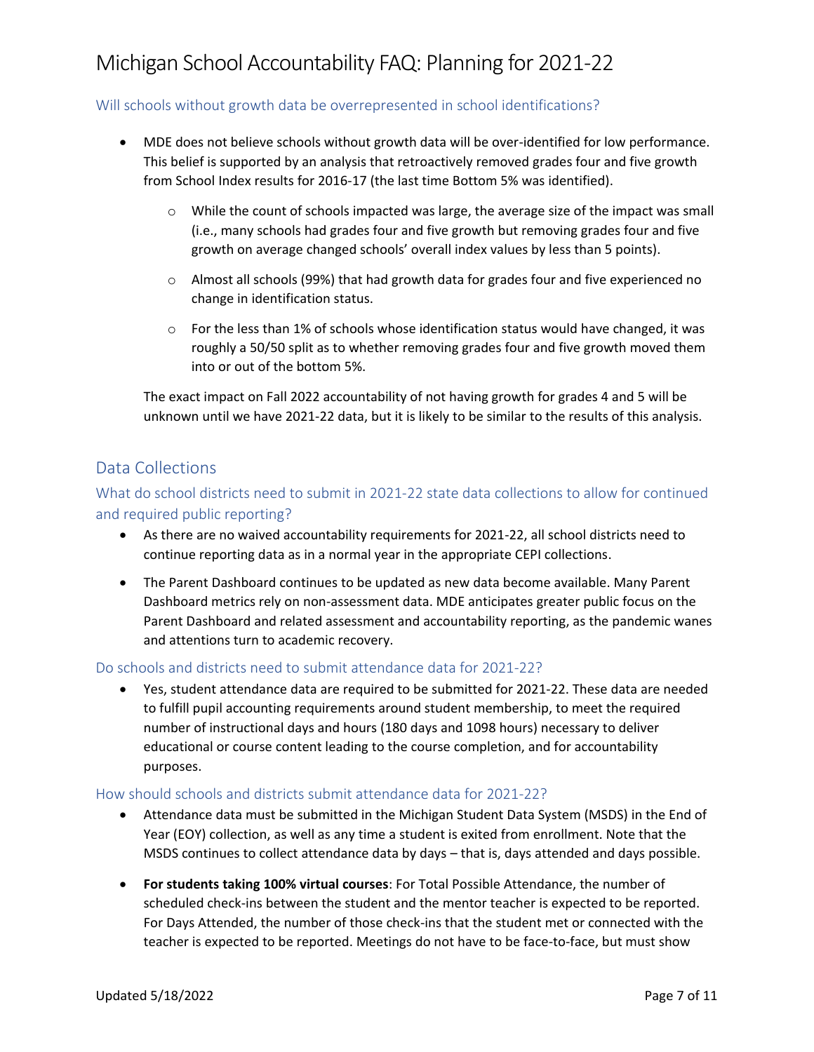### Will schools without growth data be overrepresented in school identifications?

- MDE does not believe schools without growth data will be over-identified for low performance. This belief is supported by an analysis that retroactively removed grades four and five growth from School Index results for 2016-17 (the last time Bottom 5% was identified).
    - While the count of schools impacted was large, the average size of the impact was small (i.e., many schools had grades four and five growth but removing grades four and five growth on average changed schools' overall index values by less than 5 points).
    - Almost all schools (99%) that had growth data for grades four and five experienced no change in identification status.
    - For the less than 1% of schools whose identification status would have changed, it was roughly a 50/50 split as to whether removing grades four and five growth moved them into or out of the bottom 5%.

  The exact impact on Fall 2022 accountability of not having growth for grades 4 and 5 will be unknown until we have 2021-22 data, but it is likely to be similar to the results of this analysis.

## Data Collections

### What do school districts need to submit in 2021-22 state data collections to allow for continued and required public reporting?

- As there are no waived accountability requirements for 2021-22, all school districts need to continue reporting data as in a normal year in the appropriate CEPI collections.
- The Parent Dashboard continues to be updated as new data become available. Many Parent Dashboard metrics rely on non-assessment data. MDE anticipates greater public focus on the Parent Dashboard and related assessment and accountability reporting, as the pandemic wanes and attentions turn to academic recovery.

### Do schools and districts need to submit attendance data for 2021-22?

- Yes, student attendance data are required to be submitted for 2021-22. These data are needed to fulfill pupil accounting requirements around student membership, to meet the required number of instructional days and hours (180 days and 1098 hours) necessary to deliver educational or course content leading to the course completion, and for accountability purposes.

### How should schools and districts submit attendance data for 2021-22?

- Attendance data must be submitted in the Michigan Student Data System (MSDS) in the End of Year (EOY) collection, as well as any time a student is exited from enrollment. Note that the MSDS continues to collect attendance data by days – that is, days attended and days possible.
- **For students taking 100% virtual courses**: For Total Possible Attendance, the number of scheduled check-ins between the student and the mentor teacher is expected to be reported. For Days Attended, the number of those check-ins that the student met or connected with the teacher is expected to be reported. Meetings do not have to be face-to-face, but must show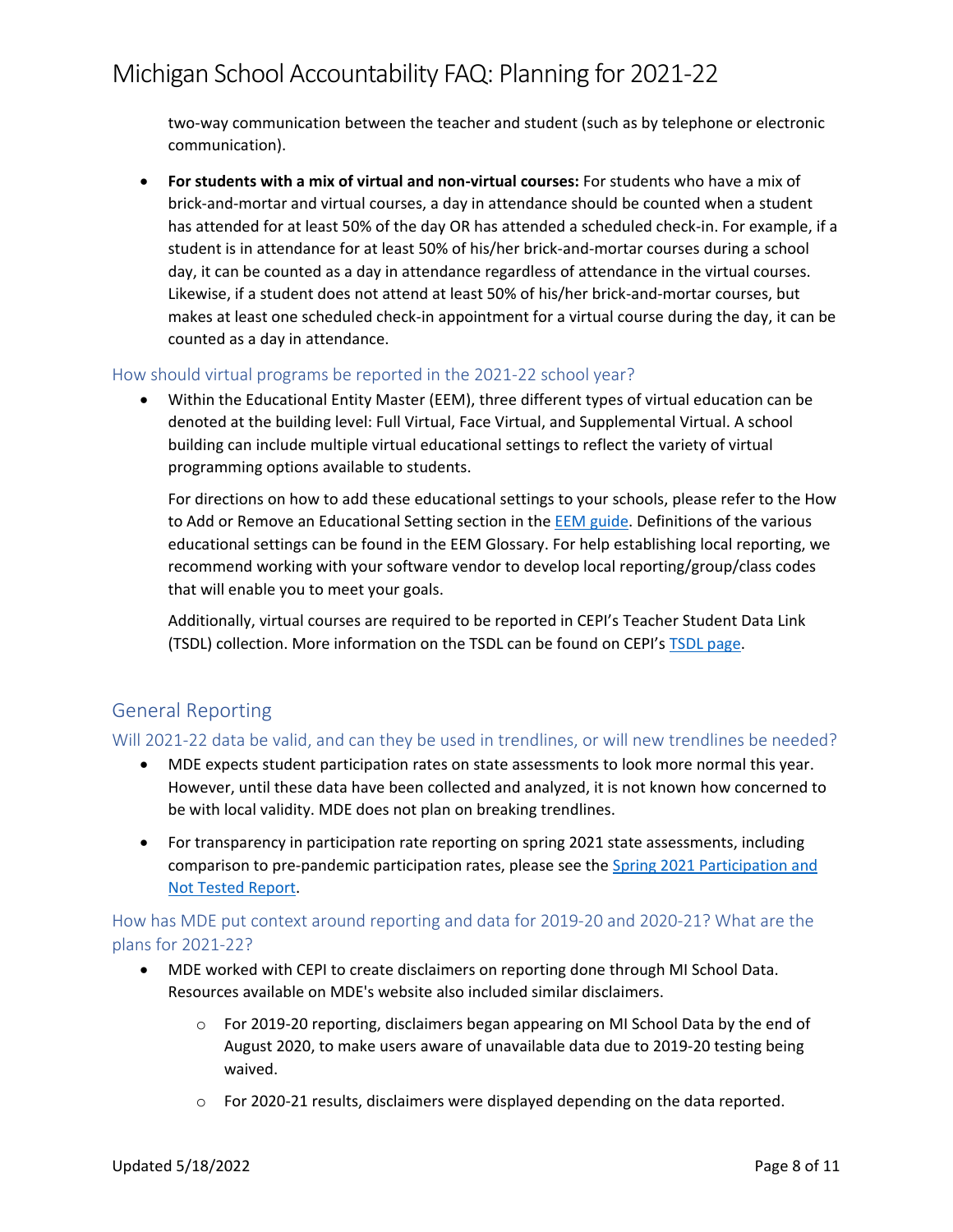two-way communication between the teacher and student (such as by telephone or electronic communication).

- **For students with a mix of virtual and non-virtual courses:** For students who have a mix of brick-and-mortar and virtual courses, a day in attendance should be counted when a student has attended for at least 50% of the day OR has attended a scheduled check-in. For example, if a student is in attendance for at least 50% of his/her brick-and-mortar courses during a school day, it can be counted as a day in attendance regardless of attendance in the virtual courses. Likewise, if a student does not attend at least 50% of his/her brick-and-mortar courses, but makes at least one scheduled check-in appointment for a virtual course during the day, it can be counted as a day in attendance.

### How should virtual programs be reported in the 2021-22 school year?

- Within the Educational Entity Master (EEM), three different types of virtual education can be denoted at the building level: Full Virtual, Face Virtual, and Supplemental Virtual. A school building can include multiple virtual educational settings to reflect the variety of virtual programming options available to students.

  For directions on how to add these educational settings to your schools, please refer to the How to Add or Remove an Educational Setting section in the EEM guide. Definitions of the various educational settings can be found in the EEM Glossary. For help establishing local reporting, we recommend working with your software vendor to develop local reporting/group/class codes that will enable you to meet your goals.

  Additionally, virtual courses are required to be reported in CEPI's Teacher Student Data Link (TSDL) collection. More information on the TSDL can be found on CEPI's TSDL page.

## General Reporting

### Will 2021-22 data be valid, and can they be used in trendlines, or will new trendlines be needed?

- MDE expects student participation rates on state assessments to look more normal this year. However, until these data have been collected and analyzed, it is not known how concerned to be with local validity. MDE does not plan on breaking trendlines.
- For transparency in participation rate reporting on spring 2021 state assessments, including comparison to pre-pandemic participation rates, please see the Spring 2021 Participation and Not Tested Report.

### How has MDE put context around reporting and data for 2019-20 and 2020-21? What are the plans for 2021-22?

- MDE worked with CEPI to create disclaimers on reporting done through MI School Data. Resources available on MDE's website also included similar disclaimers.
  - For 2019-20 reporting, disclaimers began appearing on MI School Data by the end of August 2020, to make users aware of unavailable data due to 2019-20 testing being waived.
  - For 2020-21 results, disclaimers were displayed depending on the data reported.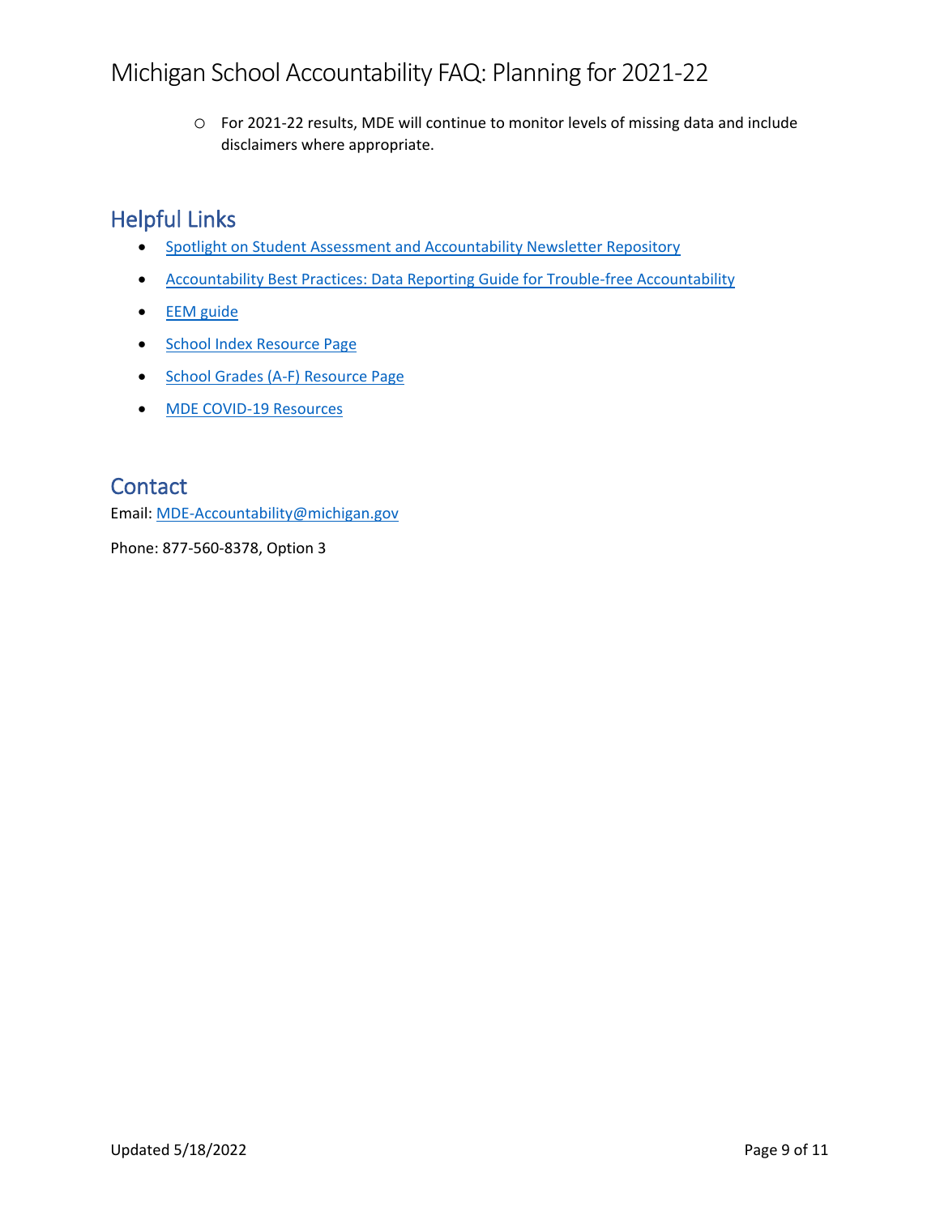- For 2021-22 results, MDE will continue to monitor levels of missing data and include disclaimers where appropriate.

## Helpful Links

- Spotlight on Student Assessment and Accountability Newsletter Repository
- Accountability Best Practices: Data Reporting Guide for Trouble-free Accountability
- EEM guide
- School Index Resource Page
- School Grades (A-F) Resource Page
- MDE COVID-19 Resources

## Contact

Email: MDE-Accountability@michigan.gov

Phone: 877-560-8378, Option 3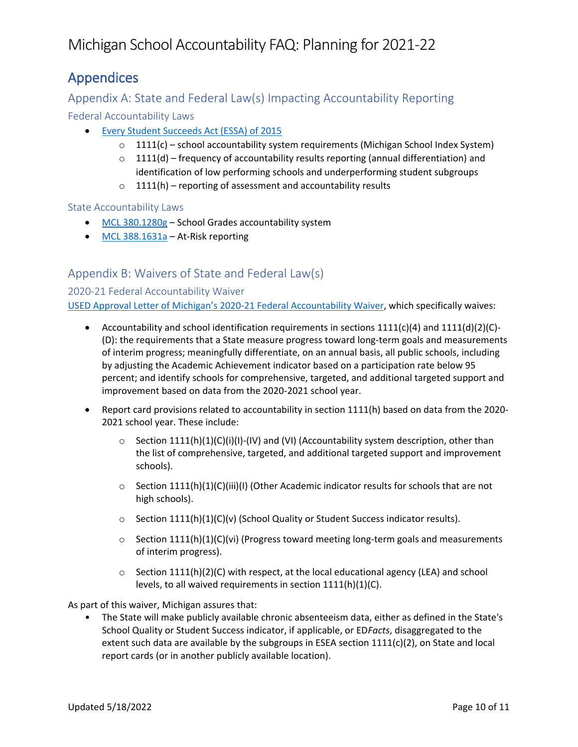# Appendices

## Appendix A: State and Federal Law(s) Impacting Accountability Reporting

### Federal Accountability Laws

- [Every Student Succeeds Act (ESSA) of 2015]()
  - 1111(c) – school accountability system requirements (Michigan School Index System)
  - 1111(d) – frequency of accountability results reporting (annual differentiation) and identification of low performing schools and underperforming student subgroups
  - 1111(h) – reporting of assessment and accountability results

### State Accountability Laws

- [MCL 380.1280g]() – School Grades accountability system
- [MCL 388.1631a]() – At-Risk reporting

## Appendix B: Waivers of State and Federal Law(s)

### 2020-21 Federal Accountability Waiver

[USED Approval Letter of Michigan's 2020-21 Federal Accountability Waiver](), which specifically waives:

- Accountability and school identification requirements in sections 1111(c)(4) and 1111(d)(2)(C)-(D): the requirements that a State measure progress toward long-term goals and measurements of interim progress; meaningfully differentiate, on an annual basis, all public schools, including by adjusting the Academic Achievement indicator based on a participation rate below 95 percent; and identify schools for comprehensive, targeted, and additional targeted support and improvement based on data from the 2020-2021 school year.

- Report card provisions related to accountability in section 1111(h) based on data from the 2020-2021 school year. These include:

  - Section 1111(h)(1)(C)(i)(I)-(IV) and (VI) (Accountability system description, other than the list of comprehensive, targeted, and additional targeted support and improvement schools).

  - Section 1111(h)(1)(C)(iii)(I) (Other Academic indicator results for schools that are not high schools).

  - Section 1111(h)(1)(C)(v) (School Quality or Student Success indicator results).

  - Section 1111(h)(1)(C)(vi) (Progress toward meeting long-term goals and measurements of interim progress).

  - Section 1111(h)(2)(C) with respect, at the local educational agency (LEA) and school levels, to all waived requirements in section 1111(h)(1)(C).

As part of this waiver, Michigan assures that:

- The State will make publicly available chronic absenteeism data, either as defined in the State's School Quality or Student Success indicator, if applicable, or ED*Facts*, disaggregated to the extent such data are available by the subgroups in ESEA section 1111(c)(2), on State and local report cards (or in another publicly available location).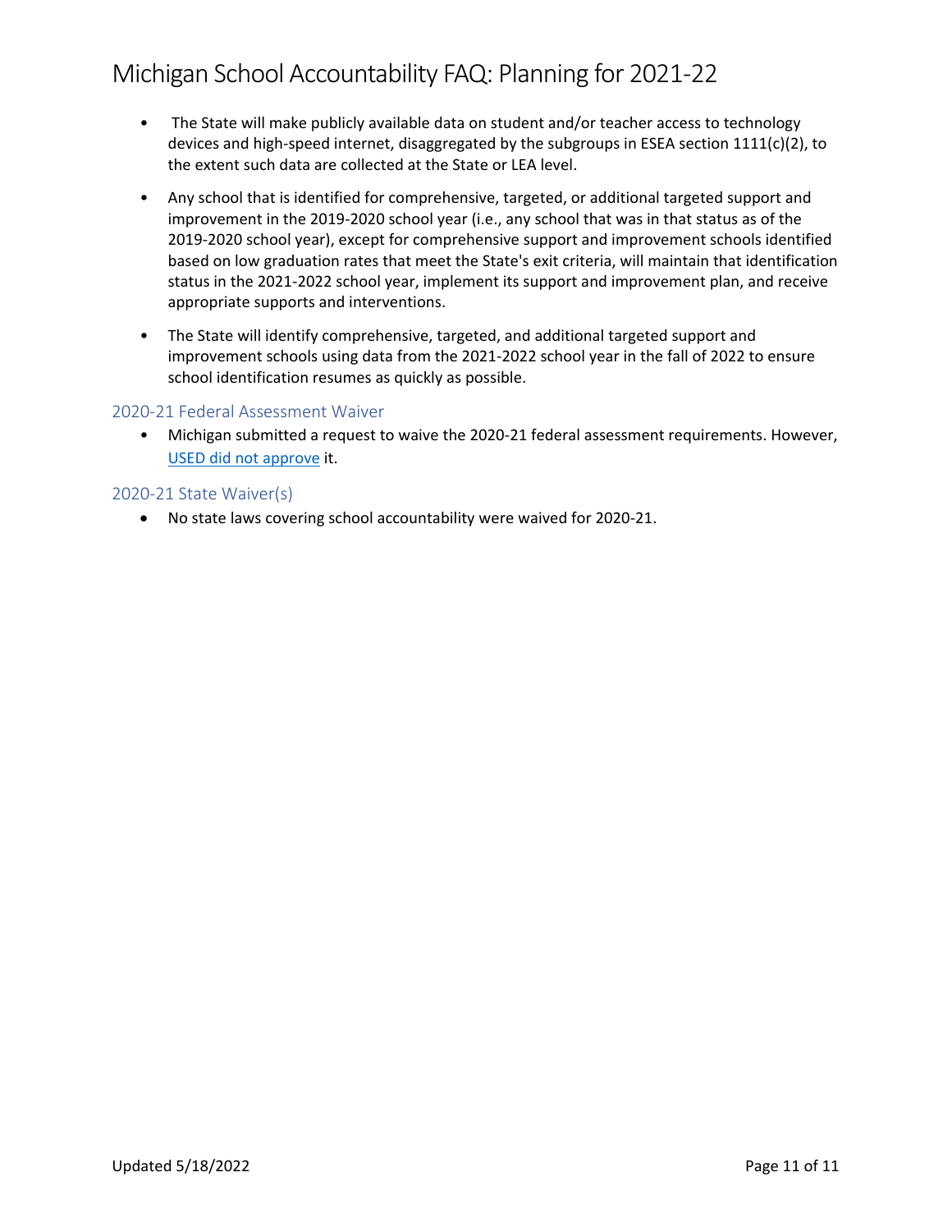- The State will make publicly available data on student and/or teacher access to technology devices and high-speed internet, disaggregated by the subgroups in ESEA section 1111(c)(2), to the extent such data are collected at the State or LEA level.
- Any school that is identified for comprehensive, targeted, or additional targeted support and improvement in the 2019-2020 school year (i.e., any school that was in that status as of the 2019-2020 school year), except for comprehensive support and improvement schools identified based on low graduation rates that meet the State's exit criteria, will maintain that identification status in the 2021-2022 school year, implement its support and improvement plan, and receive appropriate supports and interventions.
- The State will identify comprehensive, targeted, and additional targeted support and improvement schools using data from the 2021-2022 school year in the fall of 2022 to ensure school identification resumes as quickly as possible.

## 2020-21 Federal Assessment Waiver

- Michigan submitted a request to waive the 2020-21 federal assessment requirements. However, USED did not approve it.

## 2020-21 State Waiver(s)

- No state laws covering school accountability were waived for 2020-21.